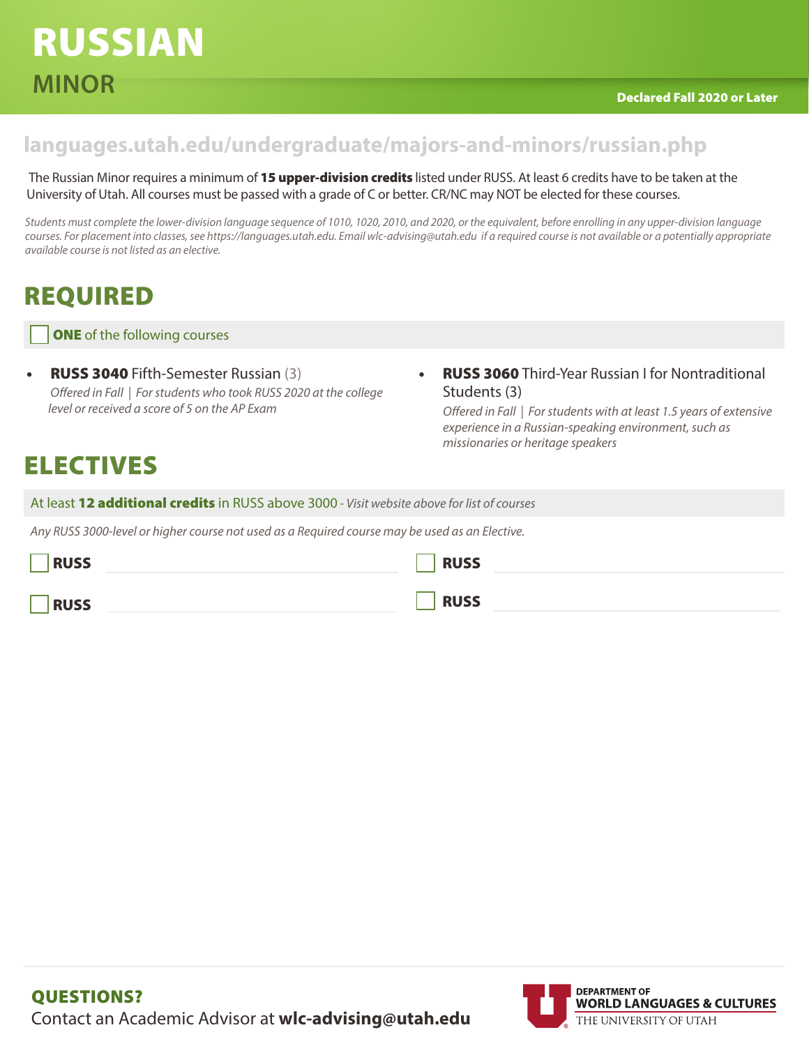# RUSSIAN

## MINOR

**Declared Fall 2020 or Later**

**languages.utah.edu/undergraduate/majors-and-minors/russian.php**

The Russian Minor requires a minimum of **15 upper-division credits** listed under RUSS. At least 6 credits have to be taken at the University of Utah. All courses must be passed with a grade of C or better. CR/NC may NOT be elected for these courses.

*Students must complete the lower-division language sequence of 1010, 1020, 2010, and 2020, or the equivalent, before enrolling in any upper-division language courses. For placement into classes, see https://languages.utah.edu. Email wlc-advising@utah.edu if a required course is not available or a potentially appropriate available course is not listed as an elective.*

## REQUIRED

☐ **ONE** of the following courses

- **RUSS 3040** Fifth-Semester Russian (3)
  *Offered in Fall | For students who took RUSS 2020 at the college level or received a score of 5 on the AP Exam*
- **RUSS 3060** Third-Year Russian I for Nontraditional Students (3)
  *Offered in Fall | For students with at least 1.5 years of extensive experience in a Russian-speaking environment, such as missionaries or heritage speakers*

## ELECTIVES

At least **12 additional credits** in RUSS above 3000 - *Visit website above for list of courses*

*Any RUSS 3000-level or higher course not used as a Required course may be used as an Elective.*

☐ **RUSS** ____________________ ☐ **RUSS** ____________________

☐ **RUSS** ____________________ ☐ **RUSS** ____________________

**QUESTIONS?**

Contact an Academic Advisor at **wlc-advising@utah.edu**

DEPARTMENT OF WORLD LANGUAGES & CULTURES
THE UNIVERSITY OF UTAH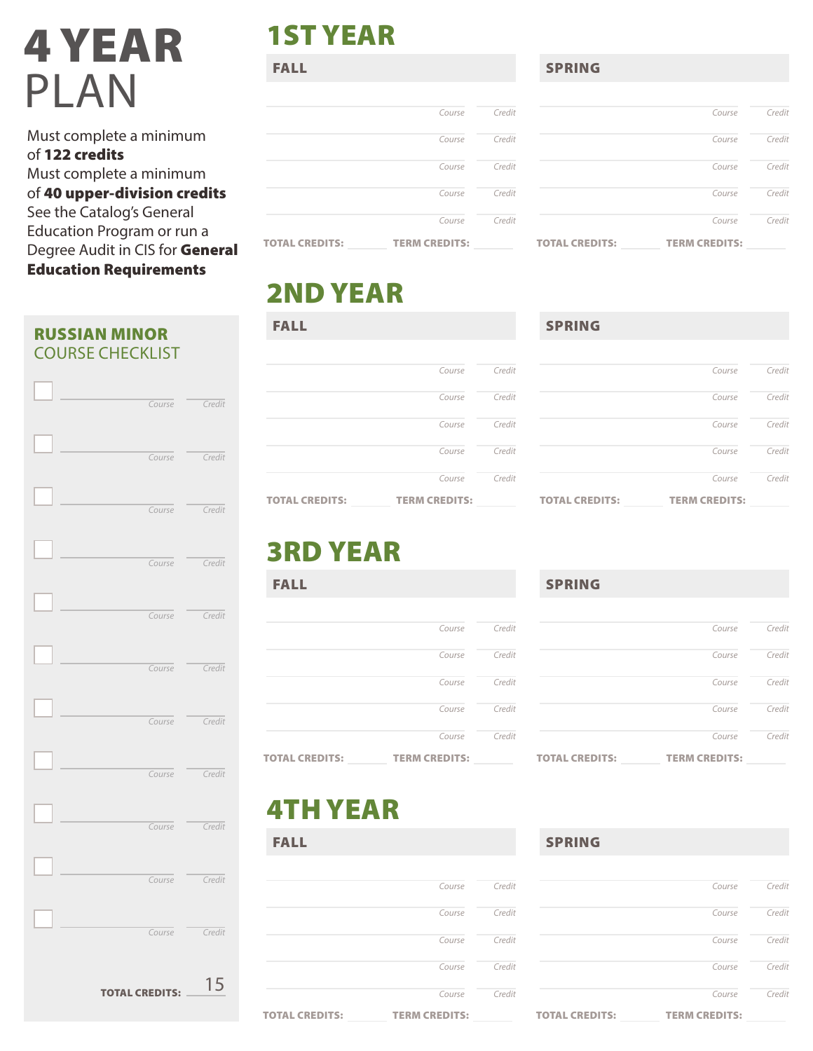# 4 YEAR PLAN

Must complete a minimum of **122 credits**
Must complete a minimum of **40 upper-division credits**
See the Catalog's General Education Program or run a Degree Audit in CIS for **General Education Requirements**

## RUSSIAN MINOR COURSE CHECKLIST

| | Course | Credit |
|---|---|---|
| ☐ | | |
| ☐ | | |
| ☐ | | |
| ☐ | | |
| ☐ | | |
| ☐ | | |
| ☐ | | |
| ☐ | | |
| ☐ | | |
| ☐ | | |
| ☐ | | |

**TOTAL CREDITS:** 15

## 1ST YEAR

### FALL

| Course | Credit |
|---|---|
| | |
| | |
| | |
| | |
| | |

**TOTAL CREDITS:** ______ **TERM CREDITS:** ______

### SPRING

| Course | Credit |
|---|---|
| | |
| | |
| | |
| | |
| | |

**TOTAL CREDITS:** ______ **TERM CREDITS:** ______

## 2ND YEAR

### FALL

| Course | Credit |
|---|---|
| | |
| | |
| | |
| | |
| | |

**TOTAL CREDITS:** ______ **TERM CREDITS:** ______

### SPRING

| Course | Credit |
|---|---|
| | |
| | |
| | |
| | |
| | |

**TOTAL CREDITS:** ______ **TERM CREDITS:** ______

## 3RD YEAR

### FALL

| Course | Credit |
|---|---|
| | |
| | |
| | |
| | |
| | |

**TOTAL CREDITS:** ______ **TERM CREDITS:** ______

### SPRING

| Course | Credit |
|---|---|
| | |
| | |
| | |
| | |
| | |

**TOTAL CREDITS:** ______ **TERM CREDITS:** ______

## 4TH YEAR

### FALL

| Course | Credit |
|---|---|
| | |
| | |
| | |
| | |
| | |

**TOTAL CREDITS:** ______ **TERM CREDITS:** ______

### SPRING

| Course | Credit |
|---|---|
| | |
| | |
| | |
| | |
| | |

**TOTAL CREDITS:** ______ **TERM CREDITS:** ______